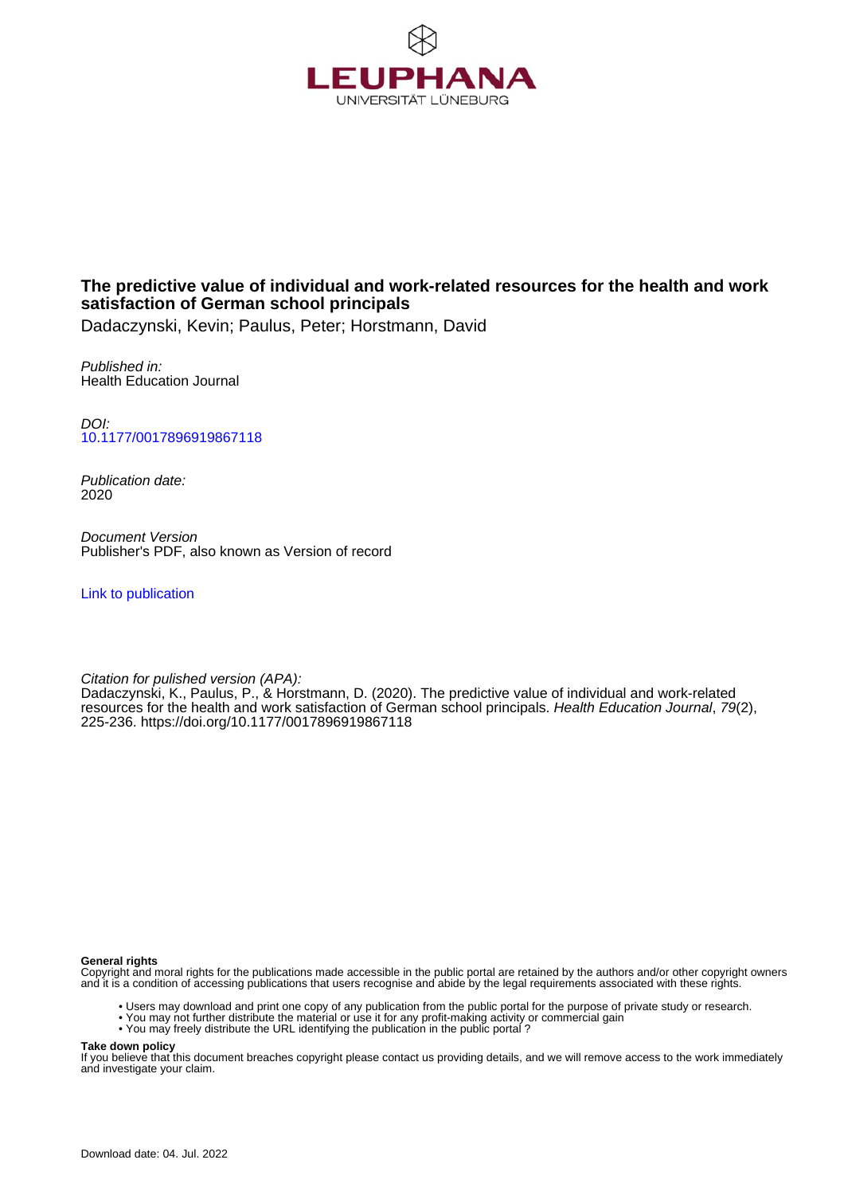LEUPHANA UNIVERSITÄT LÜNEBURG

# The predictive value of individual and work-related resources for the health and work satisfaction of German school principals

Dadaczynski, Kevin; Paulus, Peter; Horstmann, David

*Published in:*
Health Education Journal

*DOI:*
10.1177/0017896919867118

*Publication date:*
2020

*Document Version*
Publisher's PDF, also known as Version of record

Link to publication

*Citation for pulished version (APA):*
Dadaczynski, K., Paulus, P., & Horstmann, D. (2020). The predictive value of individual and work-related resources for the health and work satisfaction of German school principals. *Health Education Journal*, *79*(2), 225-236. https://doi.org/10.1177/0017896919867118

**General rights**
Copyright and moral rights for the publications made accessible in the public portal are retained by the authors and/or other copyright owners and it is a condition of accessing publications that users recognise and abide by the legal requirements associated with these rights.

- Users may download and print one copy of any publication from the public portal for the purpose of private study or research.
- You may not further distribute the material or use it for any profit-making activity or commercial gain
- You may freely distribute the URL identifying the publication in the public portal ?

**Take down policy**
If you believe that this document breaches copyright please contact us providing details, and we will remove access to the work immediately and investigate your claim.

Download date: 04. Jul. 2022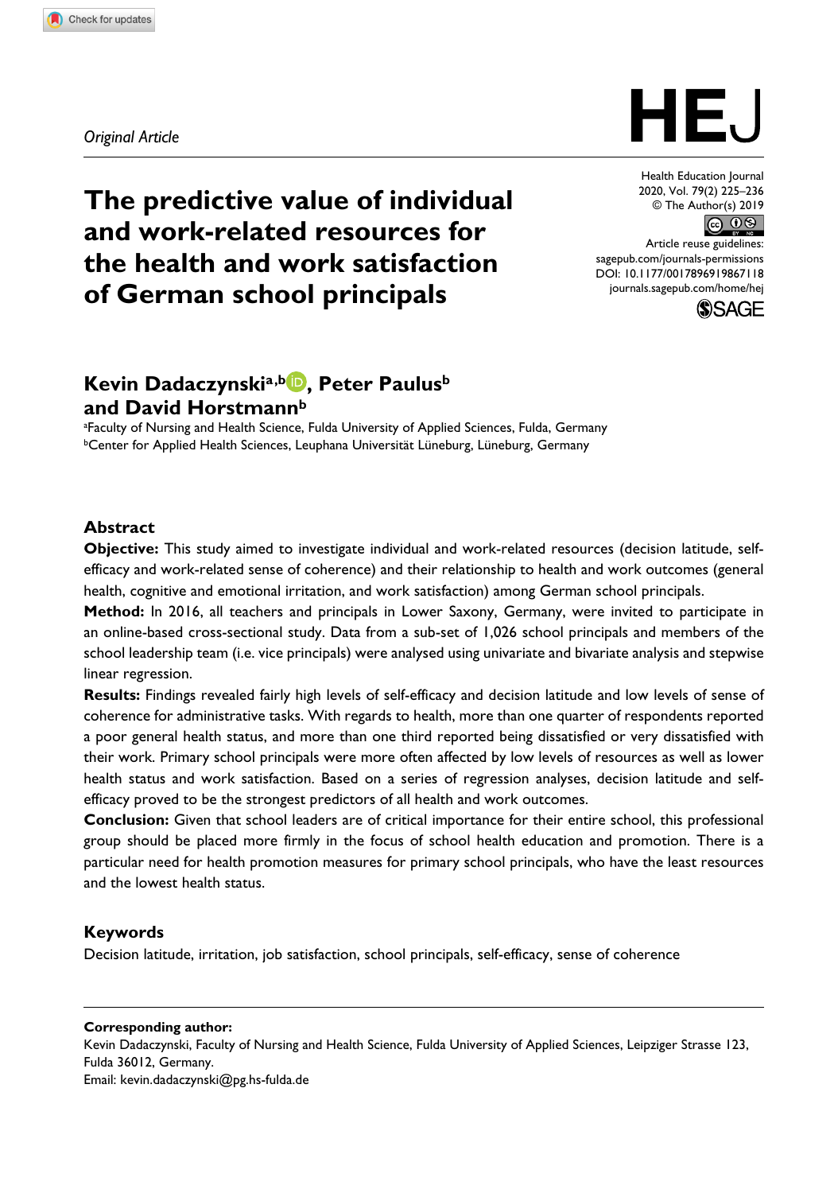*Original Article*

# The predictive value of individual and work-related resources for the health and work satisfaction of German school principals

Health Education Journal
2020, Vol. 79(2) 225–236
© The Author(s) 2019
Article reuse guidelines:
sagepub.com/journals-permissions
DOI: 10.1177/0017896919867118
journals.sagepub.com/home/hej

**Kevin Dadaczynski[a,b], Peter Paulus[b] and David Horstmann[b]**

[a]Faculty of Nursing and Health Science, Fulda University of Applied Sciences, Fulda, Germany
[b]Center for Applied Health Sciences, Leuphana Universität Lüneburg, Lüneburg, Germany

## Abstract

**Objective:** This study aimed to investigate individual and work-related resources (decision latitude, self-efficacy and work-related sense of coherence) and their relationship to health and work outcomes (general health, cognitive and emotional irritation, and work satisfaction) among German school principals.

**Method:** In 2016, all teachers and principals in Lower Saxony, Germany, were invited to participate in an online-based cross-sectional study. Data from a sub-set of 1,026 school principals and members of the school leadership team (i.e. vice principals) were analysed using univariate and bivariate analysis and stepwise linear regression.

**Results:** Findings revealed fairly high levels of self-efficacy and decision latitude and low levels of sense of coherence for administrative tasks. With regards to health, more than one quarter of respondents reported a poor general health status, and more than one third reported being dissatisfied or very dissatisfied with their work. Primary school principals were more often affected by low levels of resources as well as lower health status and work satisfaction. Based on a series of regression analyses, decision latitude and self-efficacy proved to be the strongest predictors of all health and work outcomes.

**Conclusion:** Given that school leaders are of critical importance for their entire school, this professional group should be placed more firmly in the focus of school health education and promotion. There is a particular need for health promotion measures for primary school principals, who have the least resources and the lowest health status.

## Keywords

Decision latitude, irritation, job satisfaction, school principals, self-efficacy, sense of coherence

**Corresponding author:**
Kevin Dadaczynski, Faculty of Nursing and Health Science, Fulda University of Applied Sciences, Leipziger Strasse 123, Fulda 36012, Germany.
Email: kevin.dadaczynski@pg.hs-fulda.de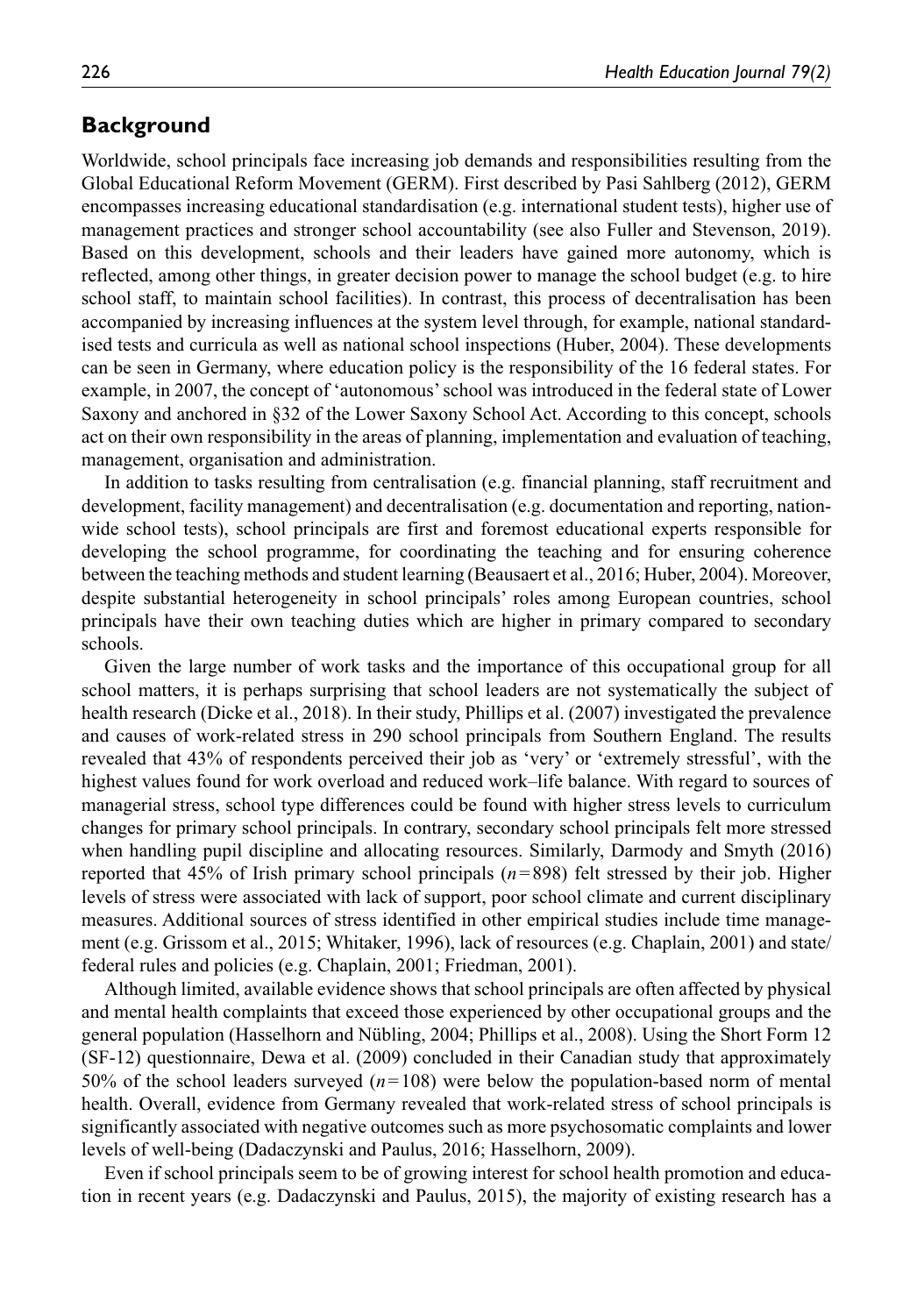## Background

Worldwide, school principals face increasing job demands and responsibilities resulting from the Global Educational Reform Movement (GERM). First described by Pasi Sahlberg (2012), GERM encompasses increasing educational standardisation (e.g. international student tests), higher use of management practices and stronger school accountability (see also Fuller and Stevenson, 2019). Based on this development, schools and their leaders have gained more autonomy, which is reflected, among other things, in greater decision power to manage the school budget (e.g. to hire school staff, to maintain school facilities). In contrast, this process of decentralisation has been accompanied by increasing influences at the system level through, for example, national standardised tests and curricula as well as national school inspections (Huber, 2004). These developments can be seen in Germany, where education policy is the responsibility of the 16 federal states. For example, in 2007, the concept of 'autonomous' school was introduced in the federal state of Lower Saxony and anchored in §32 of the Lower Saxony School Act. According to this concept, schools act on their own responsibility in the areas of planning, implementation and evaluation of teaching, management, organisation and administration.

In addition to tasks resulting from centralisation (e.g. financial planning, staff recruitment and development, facility management) and decentralisation (e.g. documentation and reporting, nationwide school tests), school principals are first and foremost educational experts responsible for developing the school programme, for coordinating the teaching and for ensuring coherence between the teaching methods and student learning (Beausaert et al., 2016; Huber, 2004). Moreover, despite substantial heterogeneity in school principals' roles among European countries, school principals have their own teaching duties which are higher in primary compared to secondary schools.

Given the large number of work tasks and the importance of this occupational group for all school matters, it is perhaps surprising that school leaders are not systematically the subject of health research (Dicke et al., 2018). In their study, Phillips et al. (2007) investigated the prevalence and causes of work-related stress in 290 school principals from Southern England. The results revealed that 43% of respondents perceived their job as 'very' or 'extremely stressful', with the highest values found for work overload and reduced work–life balance. With regard to sources of managerial stress, school type differences could be found with higher stress levels to curriculum changes for primary school principals. In contrary, secondary school principals felt more stressed when handling pupil discipline and allocating resources. Similarly, Darmody and Smyth (2016) reported that 45% of Irish primary school principals ($n = 898$) felt stressed by their job. Higher levels of stress were associated with lack of support, poor school climate and current disciplinary measures. Additional sources of stress identified in other empirical studies include time management (e.g. Grissom et al., 2015; Whitaker, 1996), lack of resources (e.g. Chaplain, 2001) and state/federal rules and policies (e.g. Chaplain, 2001; Friedman, 2001).

Although limited, available evidence shows that school principals are often affected by physical and mental health complaints that exceed those experienced by other occupational groups and the general population (Hasselhorn and Nübling, 2004; Phillips et al., 2008). Using the Short Form 12 (SF-12) questionnaire, Dewa et al. (2009) concluded in their Canadian study that approximately 50% of the school leaders surveyed ($n = 108$) were below the population-based norm of mental health. Overall, evidence from Germany revealed that work-related stress of school principals is significantly associated with negative outcomes such as more psychosomatic complaints and lower levels of well-being (Dadaczynski and Paulus, 2016; Hasselhorn, 2009).

Even if school principals seem to be of growing interest for school health promotion and education in recent years (e.g. Dadaczynski and Paulus, 2015), the majority of existing research has a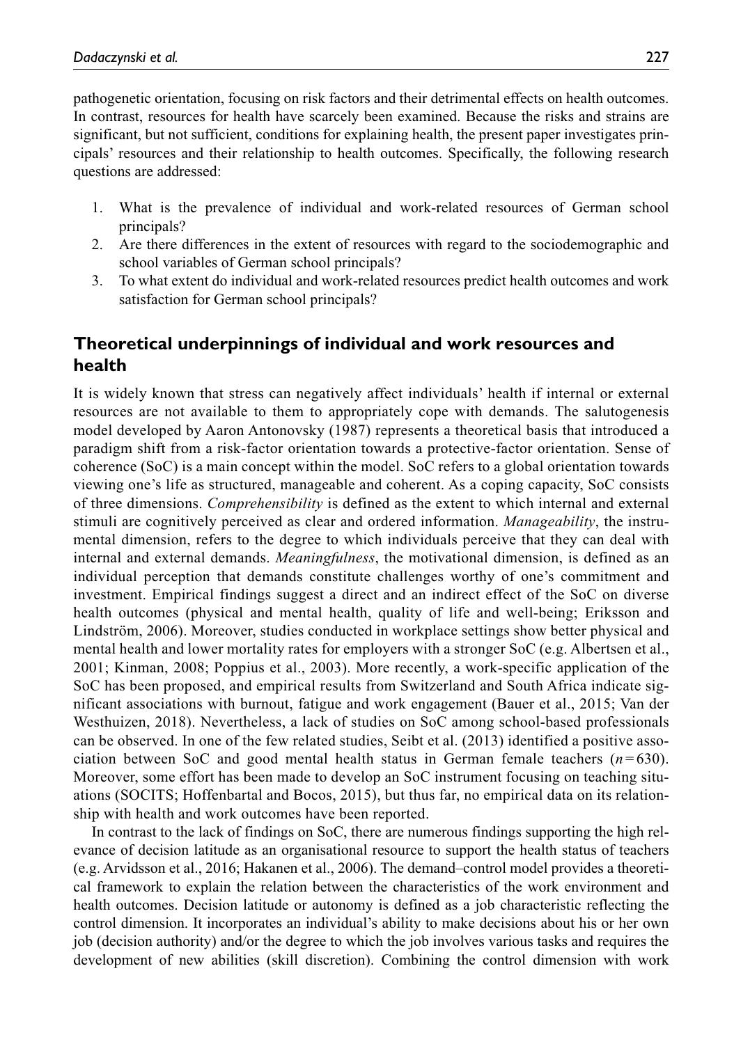pathogenetic orientation, focusing on risk factors and their detrimental effects on health outcomes. In contrast, resources for health have scarcely been examined. Because the risks and strains are significant, but not sufficient, conditions for explaining health, the present paper investigates principals' resources and their relationship to health outcomes. Specifically, the following research questions are addressed:

1. What is the prevalence of individual and work-related resources of German school principals?
2. Are there differences in the extent of resources with regard to the sociodemographic and school variables of German school principals?
3. To what extent do individual and work-related resources predict health outcomes and work satisfaction for German school principals?

## Theoretical underpinnings of individual and work resources and health

It is widely known that stress can negatively affect individuals' health if internal or external resources are not available to them to appropriately cope with demands. The salutogenesis model developed by Aaron Antonovsky (1987) represents a theoretical basis that introduced a paradigm shift from a risk-factor orientation towards a protective-factor orientation. Sense of coherence (SoC) is a main concept within the model. SoC refers to a global orientation towards viewing one's life as structured, manageable and coherent. As a coping capacity, SoC consists of three dimensions. *Comprehensibility* is defined as the extent to which internal and external stimuli are cognitively perceived as clear and ordered information. *Manageability*, the instrumental dimension, refers to the degree to which individuals perceive that they can deal with internal and external demands. *Meaningfulness*, the motivational dimension, is defined as an individual perception that demands constitute challenges worthy of one's commitment and investment. Empirical findings suggest a direct and an indirect effect of the SoC on diverse health outcomes (physical and mental health, quality of life and well-being; Eriksson and Lindström, 2006). Moreover, studies conducted in workplace settings show better physical and mental health and lower mortality rates for employers with a stronger SoC (e.g. Albertsen et al., 2001; Kinman, 2008; Poppius et al., 2003). More recently, a work-specific application of the SoC has been proposed, and empirical results from Switzerland and South Africa indicate significant associations with burnout, fatigue and work engagement (Bauer et al., 2015; Van der Westhuizen, 2018). Nevertheless, a lack of studies on SoC among school-based professionals can be observed. In one of the few related studies, Seibt et al. (2013) identified a positive association between SoC and good mental health status in German female teachers ($n = 630$). Moreover, some effort has been made to develop an SoC instrument focusing on teaching situations (SOCITS; Hoffenbartal and Bocos, 2015), but thus far, no empirical data on its relationship with health and work outcomes have been reported.

In contrast to the lack of findings on SoC, there are numerous findings supporting the high relevance of decision latitude as an organisational resource to support the health status of teachers (e.g. Arvidsson et al., 2016; Hakanen et al., 2006). The demand–control model provides a theoretical framework to explain the relation between the characteristics of the work environment and health outcomes. Decision latitude or autonomy is defined as a job characteristic reflecting the control dimension. It incorporates an individual's ability to make decisions about his or her own job (decision authority) and/or the degree to which the job involves various tasks and requires the development of new abilities (skill discretion). Combining the control dimension with work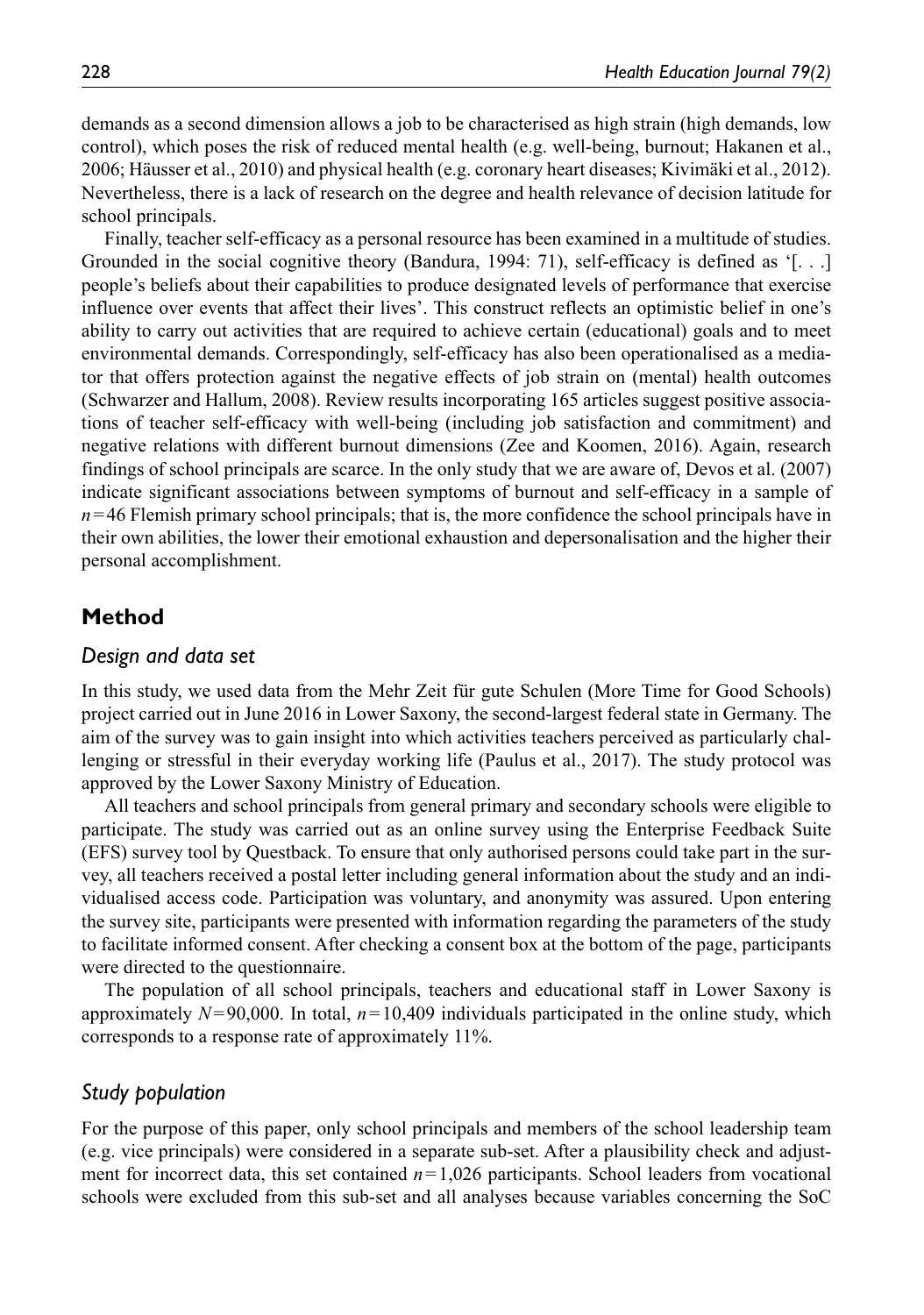demands as a second dimension allows a job to be characterised as high strain (high demands, low control), which poses the risk of reduced mental health (e.g. well-being, burnout; Hakanen et al., 2006; Häusser et al., 2010) and physical health (e.g. coronary heart diseases; Kivimäki et al., 2012). Nevertheless, there is a lack of research on the degree and health relevance of decision latitude for school principals.

Finally, teacher self-efficacy as a personal resource has been examined in a multitude of studies. Grounded in the social cognitive theory (Bandura, 1994: 71), self-efficacy is defined as '[. . .] people's beliefs about their capabilities to produce designated levels of performance that exercise influence over events that affect their lives'. This construct reflects an optimistic belief in one's ability to carry out activities that are required to achieve certain (educational) goals and to meet environmental demands. Correspondingly, self-efficacy has also been operationalised as a mediator that offers protection against the negative effects of job strain on (mental) health outcomes (Schwarzer and Hallum, 2008). Review results incorporating 165 articles suggest positive associations of teacher self-efficacy with well-being (including job satisfaction and commitment) and negative relations with different burnout dimensions (Zee and Koomen, 2016). Again, research findings of school principals are scarce. In the only study that we are aware of, Devos et al. (2007) indicate significant associations between symptoms of burnout and self-efficacy in a sample of $n=46$ Flemish primary school principals; that is, the more confidence the school principals have in their own abilities, the lower their emotional exhaustion and depersonalisation and the higher their personal accomplishment.

## Method

### *Design and data set*

In this study, we used data from the Mehr Zeit für gute Schulen (More Time for Good Schools) project carried out in June 2016 in Lower Saxony, the second-largest federal state in Germany. The aim of the survey was to gain insight into which activities teachers perceived as particularly challenging or stressful in their everyday working life (Paulus et al., 2017). The study protocol was approved by the Lower Saxony Ministry of Education.

All teachers and school principals from general primary and secondary schools were eligible to participate. The study was carried out as an online survey using the Enterprise Feedback Suite (EFS) survey tool by Questback. To ensure that only authorised persons could take part in the survey, all teachers received a postal letter including general information about the study and an individualised access code. Participation was voluntary, and anonymity was assured. Upon entering the survey site, participants were presented with information regarding the parameters of the study to facilitate informed consent. After checking a consent box at the bottom of the page, participants were directed to the questionnaire.

The population of all school principals, teachers and educational staff in Lower Saxony is approximately $N=90{,}000$. In total, $n=10{,}409$ individuals participated in the online study, which corresponds to a response rate of approximately 11%.

### *Study population*

For the purpose of this paper, only school principals and members of the school leadership team (e.g. vice principals) were considered in a separate sub-set. After a plausibility check and adjustment for incorrect data, this set contained $n=1{,}026$ participants. School leaders from vocational schools were excluded from this sub-set and all analyses because variables concerning the SoC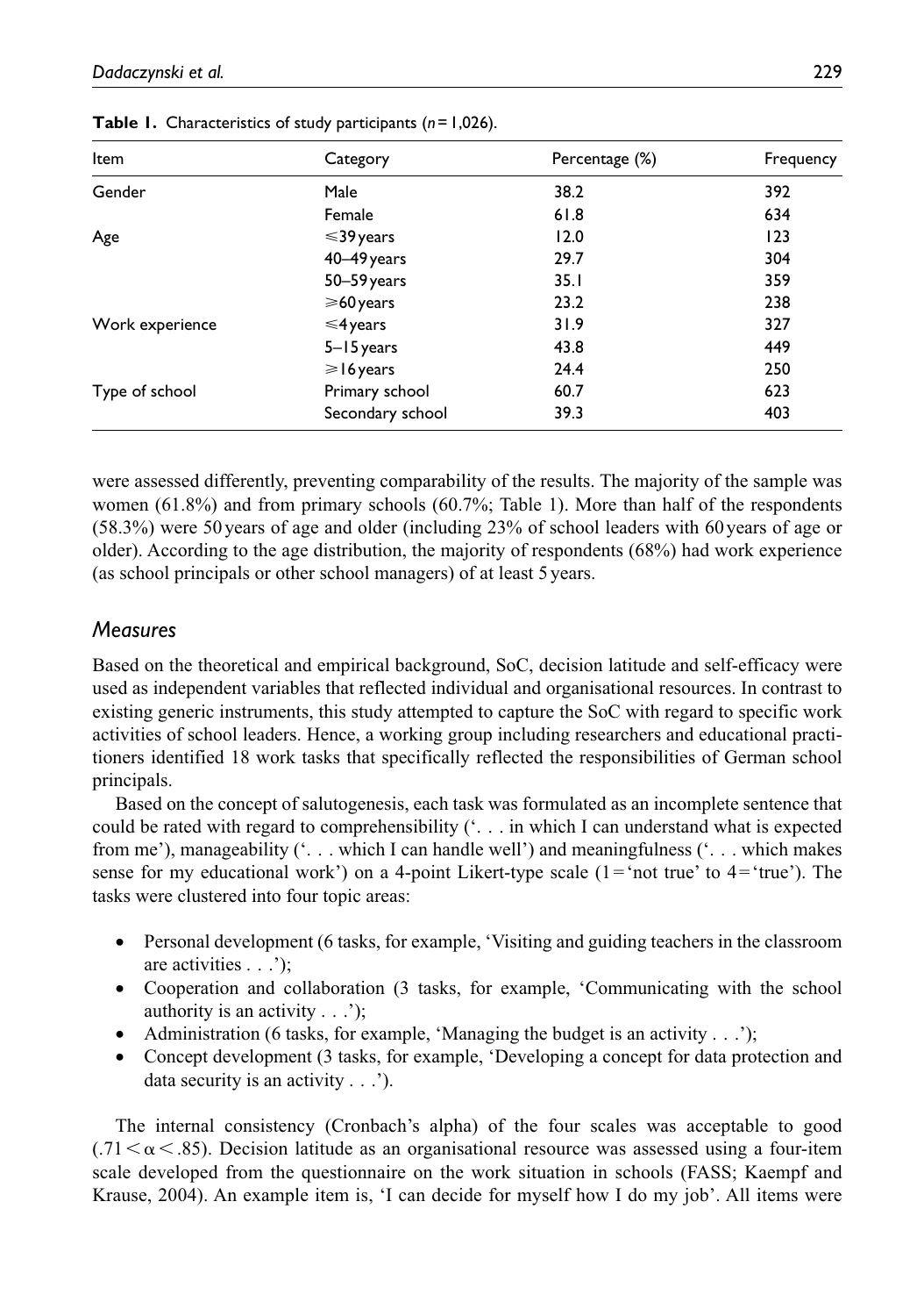**Table 1.** Characteristics of study participants ($n = 1{,}026$).

| Item | Category | Percentage (%) | Frequency |
|---|---|---|---|
| Gender | Male | 38.2 | 392 |
| | Female | 61.8 | 634 |
| Age | ⩽39 years | 12.0 | 123 |
| | 40–49 years | 29.7 | 304 |
| | 50–59 years | 35.1 | 359 |
| | ⩾60 years | 23.2 | 238 |
| Work experience | ⩽4 years | 31.9 | 327 |
| | 5–15 years | 43.8 | 449 |
| | ⩾16 years | 24.4 | 250 |
| Type of school | Primary school | 60.7 | 623 |
| | Secondary school | 39.3 | 403 |

were assessed differently, preventing comparability of the results. The majority of the sample was women (61.8%) and from primary schools (60.7%; Table 1). More than half of the respondents (58.3%) were 50 years of age and older (including 23% of school leaders with 60 years of age or older). According to the age distribution, the majority of respondents (68%) had work experience (as school principals or other school managers) of at least 5 years.

## *Measures*

Based on the theoretical and empirical background, SoC, decision latitude and self-efficacy were used as independent variables that reflected individual and organisational resources. In contrast to existing generic instruments, this study attempted to capture the SoC with regard to specific work activities of school leaders. Hence, a working group including researchers and educational practitioners identified 18 work tasks that specifically reflected the responsibilities of German school principals.

Based on the concept of salutogenesis, each task was formulated as an incomplete sentence that could be rated with regard to comprehensibility ('. . . in which I can understand what is expected from me'), manageability ('. . . which I can handle well') and meaningfulness ('. . . which makes sense for my educational work') on a 4-point Likert-type scale (1 = 'not true' to 4 = 'true'). The tasks were clustered into four topic areas:

- Personal development (6 tasks, for example, 'Visiting and guiding teachers in the classroom are activities . . .');
- Cooperation and collaboration (3 tasks, for example, 'Communicating with the school authority is an activity . . .');
- Administration (6 tasks, for example, 'Managing the budget is an activity . . .');
- Concept development (3 tasks, for example, 'Developing a concept for data protection and data security is an activity . . .').

The internal consistency (Cronbach's alpha) of the four scales was acceptable to good ($.71 < \alpha < .85$). Decision latitude as an organisational resource was assessed using a four-item scale developed from the questionnaire on the work situation in schools (FASS; Kaempf and Krause, 2004). An example item is, 'I can decide for myself how I do my job'. All items were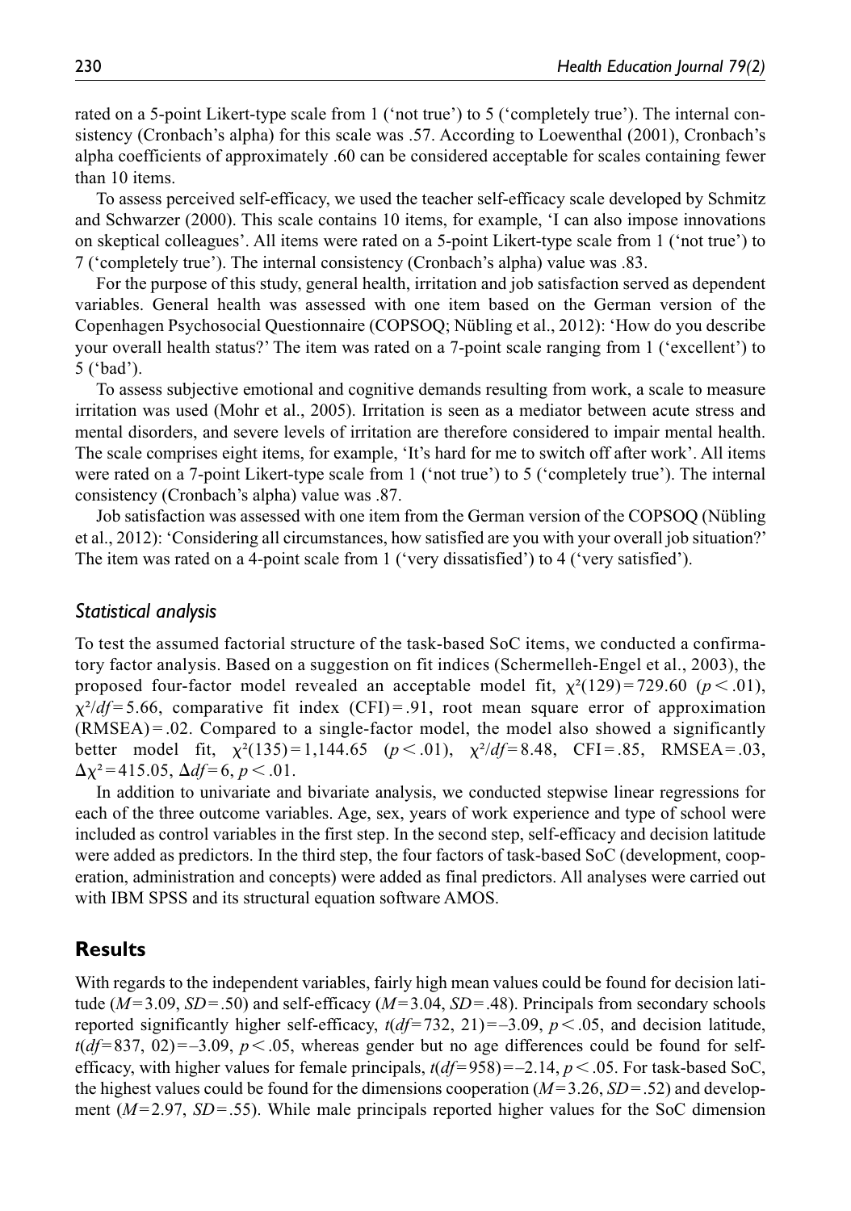rated on a 5-point Likert-type scale from 1 ('not true') to 5 ('completely true'). The internal consistency (Cronbach's alpha) for this scale was .57. According to Loewenthal (2001), Cronbach's alpha coefficients of approximately .60 can be considered acceptable for scales containing fewer than 10 items.

To assess perceived self-efficacy, we used the teacher self-efficacy scale developed by Schmitz and Schwarzer (2000). This scale contains 10 items, for example, 'I can also impose innovations on skeptical colleagues'. All items were rated on a 5-point Likert-type scale from 1 ('not true') to 7 ('completely true'). The internal consistency (Cronbach's alpha) value was .83.

For the purpose of this study, general health, irritation and job satisfaction served as dependent variables. General health was assessed with one item based on the German version of the Copenhagen Psychosocial Questionnaire (COPSOQ; Nübling et al., 2012): 'How do you describe your overall health status?' The item was rated on a 7-point scale ranging from 1 ('excellent') to 5 ('bad').

To assess subjective emotional and cognitive demands resulting from work, a scale to measure irritation was used (Mohr et al., 2005). Irritation is seen as a mediator between acute stress and mental disorders, and severe levels of irritation are therefore considered to impair mental health. The scale comprises eight items, for example, 'It's hard for me to switch off after work'. All items were rated on a 7-point Likert-type scale from 1 ('not true') to 5 ('completely true'). The internal consistency (Cronbach's alpha) value was .87.

Job satisfaction was assessed with one item from the German version of the COPSOQ (Nübling et al., 2012): 'Considering all circumstances, how satisfied are you with your overall job situation?' The item was rated on a 4-point scale from 1 ('very dissatisfied') to 4 ('very satisfied').

### *Statistical analysis*

To test the assumed factorial structure of the task-based SoC items, we conducted a confirmatory factor analysis. Based on a suggestion on fit indices (Schermelleh-Engel et al., 2003), the proposed four-factor model revealed an acceptable model fit, $\chi^2(129) = 729.60$ ($p < .01$), $\chi^2/df = 5.66$, comparative fit index (CFI) = .91, root mean square error of approximation (RMSEA) = .02. Compared to a single-factor model, the model also showed a significantly better model fit, $\chi^2(135) = 1{,}144.65$ ($p < .01$), $\chi^2/df = 8.48$, CFI = .85, RMSEA = .03, $\Delta\chi^2 = 415.05$, $\Delta df = 6$, $p < .01$.

In addition to univariate and bivariate analysis, we conducted stepwise linear regressions for each of the three outcome variables. Age, sex, years of work experience and type of school were included as control variables in the first step. In the second step, self-efficacy and decision latitude were added as predictors. In the third step, the four factors of task-based SoC (development, cooperation, administration and concepts) were added as final predictors. All analyses were carried out with IBM SPSS and its structural equation software AMOS.

## Results

With regards to the independent variables, fairly high mean values could be found for decision latitude ($M = 3.09$, $SD = .50$) and self-efficacy ($M = 3.04$, $SD = .48$). Principals from secondary schools reported significantly higher self-efficacy, $t(df = 732, 21) = -3.09$, $p < .05$, and decision latitude, $t(df = 837, 02) = -3.09$, $p < .05$, whereas gender but no age differences could be found for self-efficacy, with higher values for female principals, $t(df = 958) = -2.14$, $p < .05$. For task-based SoC, the highest values could be found for the dimensions cooperation ($M = 3.26$, $SD = .52$) and development ($M = 2.97$, $SD = .55$). While male principals reported higher values for the SoC dimension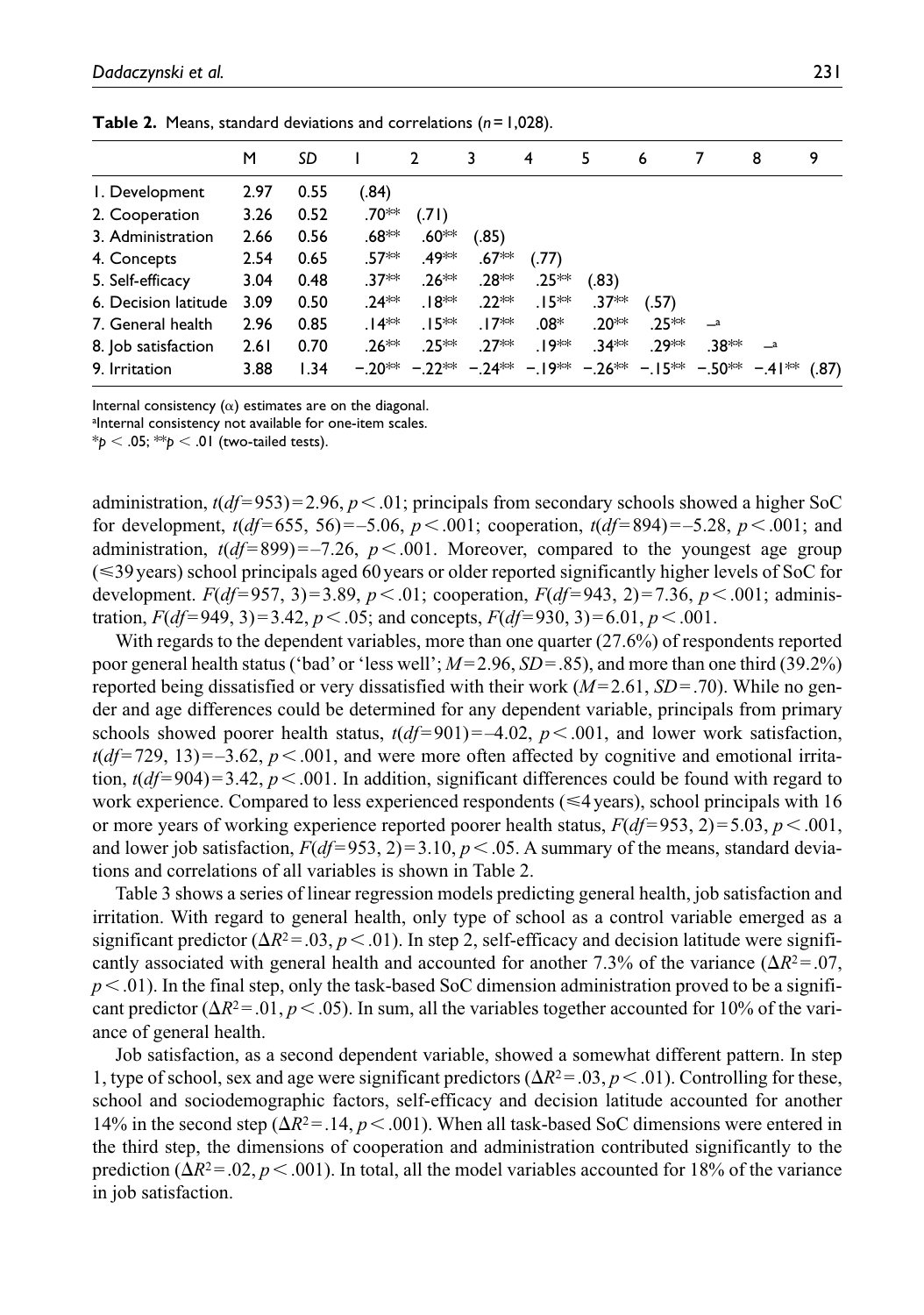**Table 2.** Means, standard deviations and correlations ($n = 1{,}028$).

| | M | SD | 1 | 2 | 3 | 4 | 5 | 6 | 7 | 8 | 9 |
|---|---|---|---|---|---|---|---|---|---|---|---|
| 1. Development | 2.97 | 0.55 | (.84) | | | | | | | | |
| 2. Cooperation | 3.26 | 0.52 | .70** | (.71) | | | | | | | |
| 3. Administration | 2.66 | 0.56 | .68** | .60** | (.85) | | | | | | |
| 4. Concepts | 2.54 | 0.65 | .57** | .49** | .67** | (.77) | | | | | |
| 5. Self-efficacy | 3.04 | 0.48 | .37** | .26** | .28** | .25** | (.83) | | | | |
| 6. Decision latitude | 3.09 | 0.50 | .24** | .18** | .22** | .15** | .37** | (.57) | | | |
| 7. General health | 2.96 | 0.85 | .14** | .15** | .17** | .08* | .20** | .25** | –[a] | | |
| 8. Job satisfaction | 2.61 | 0.70 | .26** | .25** | .27** | .19** | .34** | .29** | .38** | –[a] | |
| 9. Irritation | 3.88 | 1.34 | −.20** | −.22** | −.24** | −.19** | −.26** | −.15** | −.50** | −.41** | (.87) |

Internal consistency (α) estimates are on the diagonal.
[a]Internal consistency not available for one-item scales.
*$p < .05$; **$p < .01$ (two-tailed tests).

administration, $t(df = 953) = 2.96$, $p < .01$; principals from secondary schools showed a higher SoC for development, $t(df = 655, 56) = –5.06$, $p < .001$; cooperation, $t(df = 894) = –5.28$, $p < .001$; and administration, $t(df = 899) = –7.26$, $p < .001$. Moreover, compared to the youngest age group (≤39 years) school principals aged 60 years or older reported significantly higher levels of SoC for development. $F(df = 957, 3) = 3.89$, $p < .01$; cooperation, $F(df = 943, 2) = 7.36$, $p < .001$; administration, $F(df = 949, 3) = 3.42$, $p < .05$; and concepts, $F(df = 930, 3) = 6.01$, $p < .001$.

With regards to the dependent variables, more than one quarter (27.6%) of respondents reported poor general health status ('bad' or 'less well'; $M = 2.96$, $SD = .85$), and more than one third (39.2%) reported being dissatisfied or very dissatisfied with their work ($M = 2.61$, $SD = .70$). While no gender and age differences could be determined for any dependent variable, principals from primary schools showed poorer health status, $t(df = 901) = –4.02$, $p < .001$, and lower work satisfaction, $t(df = 729, 13) = –3.62$, $p < .001$, and were more often affected by cognitive and emotional irritation, $t(df = 904) = 3.42$, $p < .001$. In addition, significant differences could be found with regard to work experience. Compared to less experienced respondents (≤4 years), school principals with 16 or more years of working experience reported poorer health status, $F(df = 953, 2) = 5.03$, $p < .001$, and lower job satisfaction, $F(df = 953, 2) = 3.10$, $p < .05$. A summary of the means, standard deviations and correlations of all variables is shown in Table 2.

Table 3 shows a series of linear regression models predicting general health, job satisfaction and irritation. With regard to general health, only type of school as a control variable emerged as a significant predictor ($\Delta R^2 = .03$, $p < .01$). In step 2, self-efficacy and decision latitude were significantly associated with general health and accounted for another 7.3% of the variance ($\Delta R^2 = .07$, $p < .01$). In the final step, only the task-based SoC dimension administration proved to be a significant predictor ($\Delta R^2 = .01$, $p < .05$). In sum, all the variables together accounted for 10% of the variance of general health.

Job satisfaction, as a second dependent variable, showed a somewhat different pattern. In step 1, type of school, sex and age were significant predictors ($\Delta R^2 = .03$, $p < .01$). Controlling for these, school and sociodemographic factors, self-efficacy and decision latitude accounted for another 14% in the second step ($\Delta R^2 = .14$, $p < .001$). When all task-based SoC dimensions were entered in the third step, the dimensions of cooperation and administration contributed significantly to the prediction ($\Delta R^2 = .02$, $p < .001$). In total, all the model variables accounted for 18% of the variance in job satisfaction.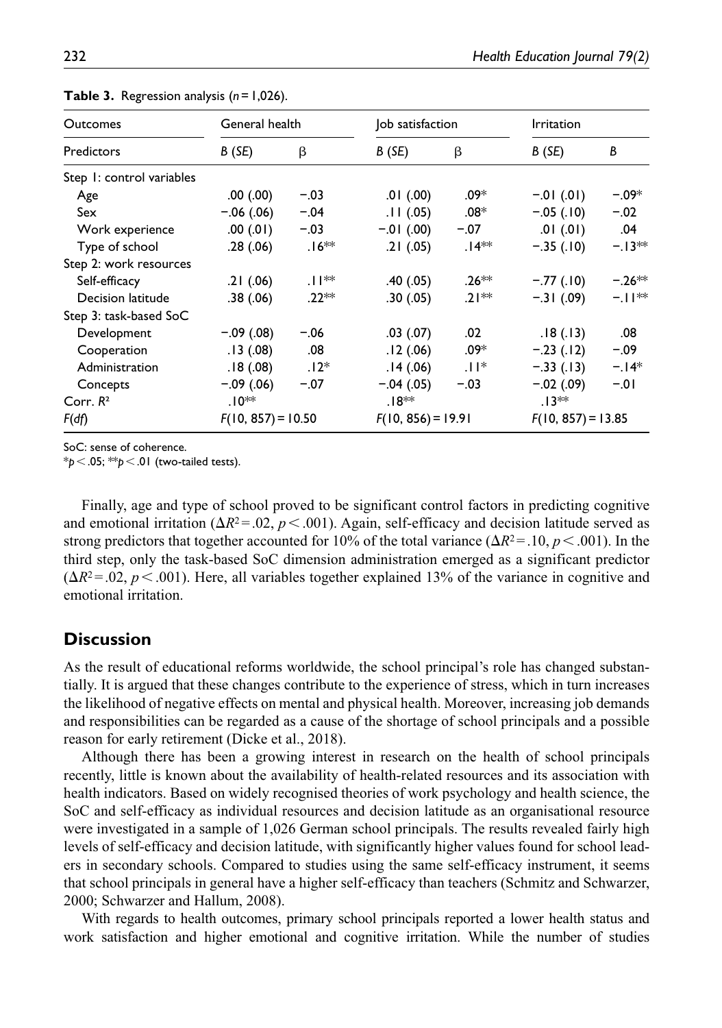**Table 3.** Regression analysis ($n = 1,026$).

| Outcomes | General health | | Job satisfaction | | Irritation | |
|---|---|---|---|---|---|---|
| Predictors | *B* (*SE*) | β | *B* (*SE*) | β | *B* (*SE*) | *B* |
| Step 1: control variables | | | | | | |
| Age | .00 (.00) | −.03 | .01 (.00) | .09* | −.01 (.01) | −.09* |
| Sex | −.06 (.06) | −.04 | .11 (.05) | .08* | −.05 (.10) | −.02 |
| Work experience | .00 (.01) | −.03 | −.01 (.00) | −.07 | .01 (.01) | .04 |
| Type of school | .28 (.06) | .16** | .21 (.05) | .14** | −.35 (.10) | −.13** |
| Step 2: work resources | | | | | | |
| Self-efficacy | .21 (.06) | .11** | .40 (.05) | .26** | −.77 (.10) | −.26** |
| Decision latitude | .38 (.06) | .22** | .30 (.05) | .21** | −.31 (.09) | −.11** |
| Step 3: task-based SoC | | | | | | |
| Development | −.09 (.08) | −.06 | .03 (.07) | .02 | .18 (.13) | .08 |
| Cooperation | .13 (.08) | .08 | .12 (.06) | .09* | −.23 (.12) | −.09 |
| Administration | .18 (.08) | .12* | .14 (.06) | .11* | −.33 (.13) | −.14* |
| Concepts | −.09 (.06) | −.07 | −.04 (.05) | −.03 | −.02 (.09) | −.01 |
| Corr. $R^2$ | .10** | | .18** | | .13** | |
| *F*(*df*) | $F(10, 857) = 10.50$ | | $F(10, 856) = 19.91$ | | $F(10, 857) = 13.85$ | |

SoC: sense of coherence.
*$p < .05$; **$p < .01$ (two-tailed tests).

Finally, age and type of school proved to be significant control factors in predicting cognitive and emotional irritation ($\Delta R^2 = .02$, $p < .001$). Again, self-efficacy and decision latitude served as strong predictors that together accounted for 10% of the total variance ($\Delta R^2 = .10$, $p < .001$). In the third step, only the task-based SoC dimension administration emerged as a significant predictor ($\Delta R^2 = .02$, $p < .001$). Here, all variables together explained 13% of the variance in cognitive and emotional irritation.

## Discussion

As the result of educational reforms worldwide, the school principal's role has changed substantially. It is argued that these changes contribute to the experience of stress, which in turn increases the likelihood of negative effects on mental and physical health. Moreover, increasing job demands and responsibilities can be regarded as a cause of the shortage of school principals and a possible reason for early retirement (Dicke et al., 2018).

Although there has been a growing interest in research on the health of school principals recently, little is known about the availability of health-related resources and its association with health indicators. Based on widely recognised theories of work psychology and health science, the SoC and self-efficacy as individual resources and decision latitude as an organisational resource were investigated in a sample of 1,026 German school principals. The results revealed fairly high levels of self-efficacy and decision latitude, with significantly higher values found for school leaders in secondary schools. Compared to studies using the same self-efficacy instrument, it seems that school principals in general have a higher self-efficacy than teachers (Schmitz and Schwarzer, 2000; Schwarzer and Hallum, 2008).

With regards to health outcomes, primary school principals reported a lower health status and work satisfaction and higher emotional and cognitive irritation. While the number of studies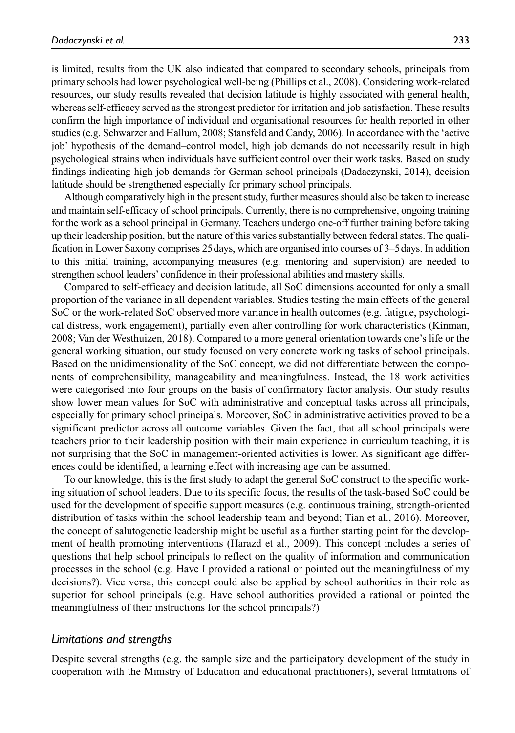is limited, results from the UK also indicated that compared to secondary schools, principals from primary schools had lower psychological well-being (Phillips et al., 2008). Considering work-related resources, our study results revealed that decision latitude is highly associated with general health, whereas self-efficacy served as the strongest predictor for irritation and job satisfaction. These results confirm the high importance of individual and organisational resources for health reported in other studies (e.g. Schwarzer and Hallum, 2008; Stansfeld and Candy, 2006). In accordance with the 'active job' hypothesis of the demand–control model, high job demands do not necessarily result in high psychological strains when individuals have sufficient control over their work tasks. Based on study findings indicating high job demands for German school principals (Dadaczynski, 2014), decision latitude should be strengthened especially for primary school principals.

Although comparatively high in the present study, further measures should also be taken to increase and maintain self-efficacy of school principals. Currently, there is no comprehensive, ongoing training for the work as a school principal in Germany. Teachers undergo one-off further training before taking up their leadership position, but the nature of this varies substantially between federal states. The qualification in Lower Saxony comprises 25 days, which are organised into courses of 3–5 days. In addition to this initial training, accompanying measures (e.g. mentoring and supervision) are needed to strengthen school leaders' confidence in their professional abilities and mastery skills.

Compared to self-efficacy and decision latitude, all SoC dimensions accounted for only a small proportion of the variance in all dependent variables. Studies testing the main effects of the general SoC or the work-related SoC observed more variance in health outcomes (e.g. fatigue, psychological distress, work engagement), partially even after controlling for work characteristics (Kinman, 2008; Van der Westhuizen, 2018). Compared to a more general orientation towards one's life or the general working situation, our study focused on very concrete working tasks of school principals. Based on the unidimensionality of the SoC concept, we did not differentiate between the components of comprehensibility, manageability and meaningfulness. Instead, the 18 work activities were categorised into four groups on the basis of confirmatory factor analysis. Our study results show lower mean values for SoC with administrative and conceptual tasks across all principals, especially for primary school principals. Moreover, SoC in administrative activities proved to be a significant predictor across all outcome variables. Given the fact, that all school principals were teachers prior to their leadership position with their main experience in curriculum teaching, it is not surprising that the SoC in management-oriented activities is lower. As significant age differences could be identified, a learning effect with increasing age can be assumed.

To our knowledge, this is the first study to adapt the general SoC construct to the specific working situation of school leaders. Due to its specific focus, the results of the task-based SoC could be used for the development of specific support measures (e.g. continuous training, strength-oriented distribution of tasks within the school leadership team and beyond; Tian et al., 2016). Moreover, the concept of salutogenetic leadership might be useful as a further starting point for the development of health promoting interventions (Harazd et al., 2009). This concept includes a series of questions that help school principals to reflect on the quality of information and communication processes in the school (e.g. Have I provided a rational or pointed out the meaningfulness of my decisions?). Vice versa, this concept could also be applied by school authorities in their role as superior for school principals (e.g. Have school authorities provided a rational or pointed the meaningfulness of their instructions for the school principals?)

### *Limitations and strengths*

Despite several strengths (e.g. the sample size and the participatory development of the study in cooperation with the Ministry of Education and educational practitioners), several limitations of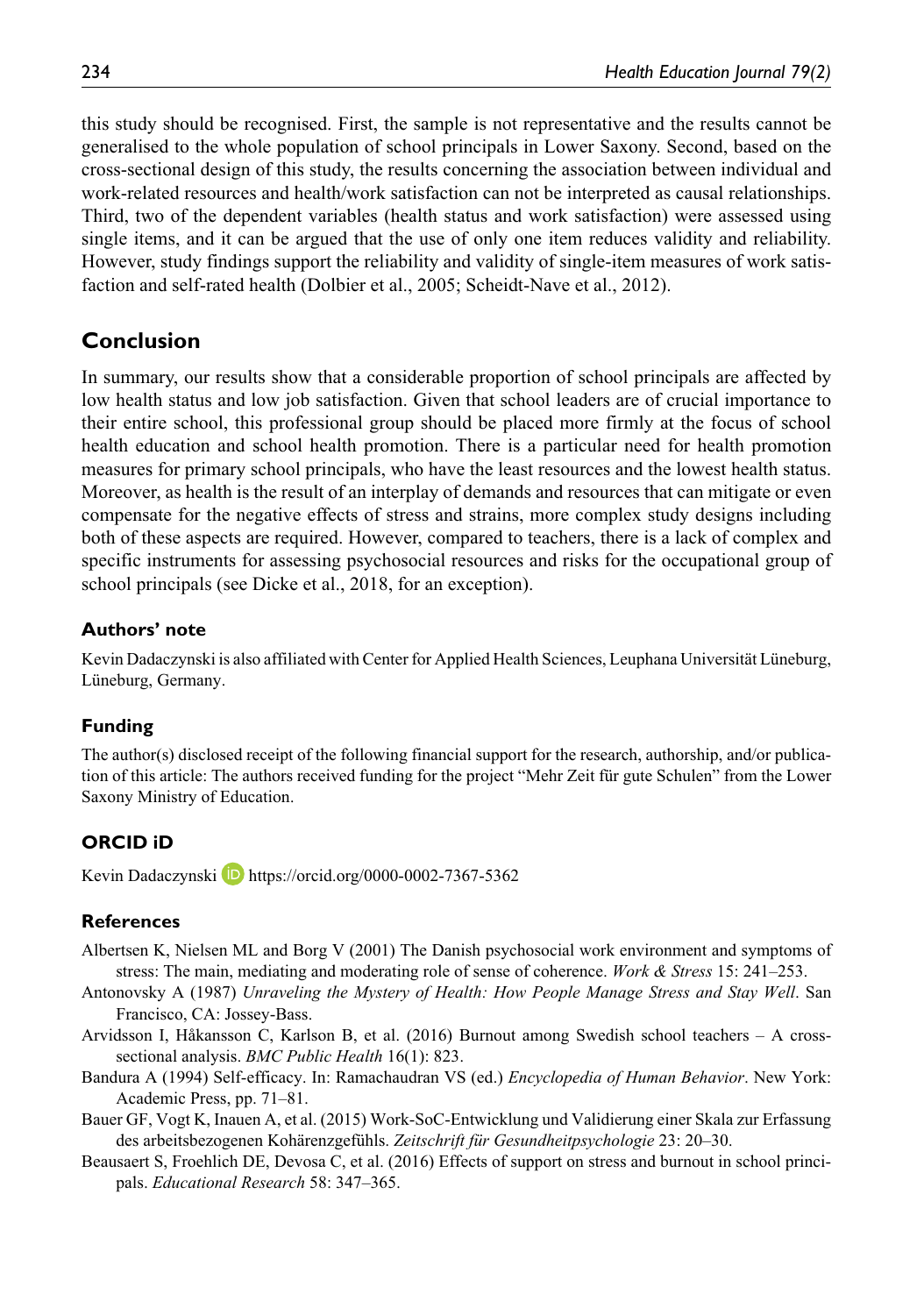this study should be recognised. First, the sample is not representative and the results cannot be generalised to the whole population of school principals in Lower Saxony. Second, based on the cross-sectional design of this study, the results concerning the association between individual and work-related resources and health/work satisfaction can not be interpreted as causal relationships. Third, two of the dependent variables (health status and work satisfaction) were assessed using single items, and it can be argued that the use of only one item reduces validity and reliability. However, study findings support the reliability and validity of single-item measures of work satisfaction and self-rated health (Dolbier et al., 2005; Scheidt-Nave et al., 2012).

## Conclusion

In summary, our results show that a considerable proportion of school principals are affected by low health status and low job satisfaction. Given that school leaders are of crucial importance to their entire school, this professional group should be placed more firmly at the focus of school health education and school health promotion. There is a particular need for health promotion measures for primary school principals, who have the least resources and the lowest health status. Moreover, as health is the result of an interplay of demands and resources that can mitigate or even compensate for the negative effects of stress and strains, more complex study designs including both of these aspects are required. However, compared to teachers, there is a lack of complex and specific instruments for assessing psychosocial resources and risks for the occupational group of school principals (see Dicke et al., 2018, for an exception).

### Authors' note

Kevin Dadaczynski is also affiliated with Center for Applied Health Sciences, Leuphana Universität Lüneburg, Lüneburg, Germany.

### Funding

The author(s) disclosed receipt of the following financial support for the research, authorship, and/or publication of this article: The authors received funding for the project "Mehr Zeit für gute Schulen" from the Lower Saxony Ministry of Education.

### ORCID iD

Kevin Dadaczynski https://orcid.org/0000-0002-7367-5362

### References

Albertsen K, Nielsen ML and Borg V (2001) The Danish psychosocial work environment and symptoms of stress: The main, mediating and moderating role of sense of coherence. *Work & Stress* 15: 241–253.

Antonovsky A (1987) *Unraveling the Mystery of Health: How People Manage Stress and Stay Well*. San Francisco, CA: Jossey-Bass.

Arvidsson I, Håkansson C, Karlson B, et al. (2016) Burnout among Swedish school teachers – A cross-sectional analysis. *BMC Public Health* 16(1): 823.

Bandura A (1994) Self-efficacy. In: Ramachaudran VS (ed.) *Encyclopedia of Human Behavior*. New York: Academic Press, pp. 71–81.

Bauer GF, Vogt K, Inauen A, et al. (2015) Work-SoC-Entwicklung und Validierung einer Skala zur Erfassung des arbeitsbezogenen Kohärenzgefühls. *Zeitschrift für Gesundheitspsychologie* 23: 20–30.

Beausaert S, Froehlich DE, Devosa C, et al. (2016) Effects of support on stress and burnout in school principals. *Educational Research* 58: 347–365.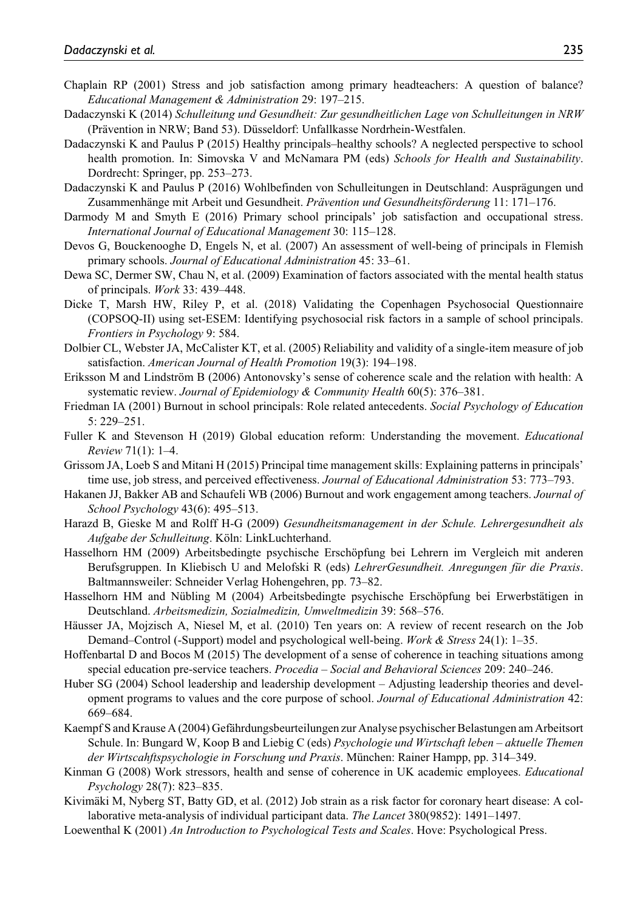Chaplain RP (2001) Stress and job satisfaction among primary headteachers: A question of balance? *Educational Management & Administration* 29: 197–215.

Dadaczynski K (2014) *Schulleitung und Gesundheit: Zur gesundheitlichen Lage von Schulleitungen in NRW* (Prävention in NRW; Band 53). Düsseldorf: Unfallkasse Nordrhein-Westfalen.

Dadaczynski K and Paulus P (2015) Healthy principals–healthy schools? A neglected perspective to school health promotion. In: Simovska V and McNamara PM (eds) *Schools for Health and Sustainability*. Dordrecht: Springer, pp. 253–273.

Dadaczynski K and Paulus P (2016) Wohlbefinden von Schulleitungen in Deutschland: Ausprägungen und Zusammenhänge mit Arbeit und Gesundheit. *Prävention und Gesundheitsförderung* 11: 171–176.

Darmody M and Smyth E (2016) Primary school principals' job satisfaction and occupational stress. *International Journal of Educational Management* 30: 115–128.

Devos G, Bouckenooghe D, Engels N, et al. (2007) An assessment of well-being of principals in Flemish primary schools. *Journal of Educational Administration* 45: 33–61.

Dewa SC, Dermer SW, Chau N, et al. (2009) Examination of factors associated with the mental health status of principals. *Work* 33: 439–448.

Dicke T, Marsh HW, Riley P, et al. (2018) Validating the Copenhagen Psychosocial Questionnaire (COPSOQ-II) using set-ESEM: Identifying psychosocial risk factors in a sample of school principals. *Frontiers in Psychology* 9: 584.

Dolbier CL, Webster JA, McCalister KT, et al. (2005) Reliability and validity of a single-item measure of job satisfaction. *American Journal of Health Promotion* 19(3): 194–198.

Eriksson M and Lindström B (2006) Antonovsky's sense of coherence scale and the relation with health: A systematic review. *Journal of Epidemiology & Community Health* 60(5): 376–381.

Friedman IA (2001) Burnout in school principals: Role related antecedents. *Social Psychology of Education* 5: 229–251.

Fuller K and Stevenson H (2019) Global education reform: Understanding the movement. *Educational Review* 71(1): 1–4.

Grissom JA, Loeb S and Mitani H (2015) Principal time management skills: Explaining patterns in principals' time use, job stress, and perceived effectiveness. *Journal of Educational Administration* 53: 773–793.

Hakanen JJ, Bakker AB and Schaufeli WB (2006) Burnout and work engagement among teachers. *Journal of School Psychology* 43(6): 495–513.

Harazd B, Gieske M and Rolff H-G (2009) *Gesundheitsmanagement in der Schule. Lehrergesundheit als Aufgabe der Schulleitung*. Köln: LinkLuchterhand.

Hasselhorn HM (2009) Arbeitsbedingte psychische Erschöpfung bei Lehrern im Vergleich mit anderen Berufsgruppen. In Kliebisch U and Melofski R (eds) *LehrerGesundheit. Anregungen für die Praxis*. Baltmannsweiler: Schneider Verlag Hohengehren, pp. 73–82.

Hasselhorn HM and Nübling M (2004) Arbeitsbedingte psychische Erschöpfung bei Erwerbstätigen in Deutschland. *Arbeitsmedizin, Sozialmedizin, Umweltmedizin* 39: 568–576.

Häusser JA, Mojzisch A, Niesel M, et al. (2010) Ten years on: A review of recent research on the Job Demand–Control (-Support) model and psychological well-being. *Work & Stress* 24(1): 1–35.

Hoffenbartal D and Bocos M (2015) The development of a sense of coherence in teaching situations among special education pre-service teachers. *Procedia – Social and Behavioral Sciences* 209: 240–246.

Huber SG (2004) School leadership and leadership development – Adjusting leadership theories and development programs to values and the core purpose of school. *Journal of Educational Administration* 42: 669–684.

Kaempf S and Krause A (2004) Gefährdungsbeurteilungen zur Analyse psychischer Belastungen am Arbeitsort Schule. In: Bungard W, Koop B and Liebig C (eds) *Psychologie und Wirtschaft leben – aktuelle Themen der Wirtschaftspsychologie in Forschung und Praxis*. München: Rainer Hampp, pp. 314–349.

Kinman G (2008) Work stressors, health and sense of coherence in UK academic employees. *Educational Psychology* 28(7): 823–835.

Kivimäki M, Nyberg ST, Batty GD, et al. (2012) Job strain as a risk factor for coronary heart disease: A collaborative meta-analysis of individual participant data. *The Lancet* 380(9852): 1491–1497.

Loewenthal K (2001) *An Introduction to Psychological Tests and Scales*. Hove: Psychological Press.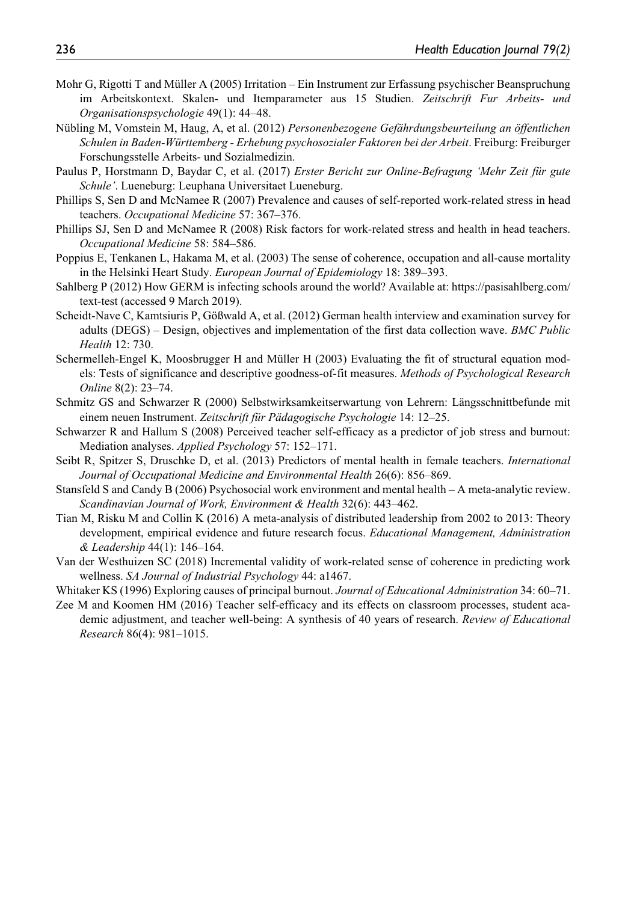Mohr G, Rigotti T and Müller A (2005) Irritation – Ein Instrument zur Erfassung psychischer Beanspruchung im Arbeitskontext. Skalen- und Itemparameter aus 15 Studien. *Zeitschrift Fur Arbeits- und Organisationspsychologie* 49(1): 44–48.

Nübling M, Vomstein M, Haug, A, et al. (2012) *Personenbezogene Gefährdungsbeurteilung an öffentlichen Schulen in Baden-Württemberg - Erhebung psychosozialer Faktoren bei der Arbeit*. Freiburg: Freiburger Forschungsstelle Arbeits- und Sozialmedizin.

Paulus P, Horstmann D, Baydar C, et al. (2017) *Erster Bericht zur Online-Befragung 'Mehr Zeit für gute Schule'*. Lueneburg: Leuphana Universitaet Lueneburg.

Phillips S, Sen D and McNamee R (2007) Prevalence and causes of self-reported work-related stress in head teachers. *Occupational Medicine* 57: 367–376.

Phillips SJ, Sen D and McNamee R (2008) Risk factors for work-related stress and health in head teachers. *Occupational Medicine* 58: 584–586.

Poppius E, Tenkanen L, Hakama M, et al. (2003) The sense of coherence, occupation and all-cause mortality in the Helsinki Heart Study. *European Journal of Epidemiology* 18: 389–393.

Sahlberg P (2012) How GERM is infecting schools around the world? Available at: https://pasisahlberg.com/text-test (accessed 9 March 2019).

Scheidt-Nave C, Kamtsiuris P, Gößwald A, et al. (2012) German health interview and examination survey for adults (DEGS) – Design, objectives and implementation of the first data collection wave. *BMC Public Health* 12: 730.

Schermelleh-Engel K, Moosbrugger H and Müller H (2003) Evaluating the fit of structural equation models: Tests of significance and descriptive goodness-of-fit measures. *Methods of Psychological Research Online* 8(2): 23–74.

Schmitz GS and Schwarzer R (2000) Selbstwirksamkeitserwartung von Lehrern: Längsschnittbefunde mit einem neuen Instrument. *Zeitschrift für Pädagogische Psychologie* 14: 12–25.

Schwarzer R and Hallum S (2008) Perceived teacher self-efficacy as a predictor of job stress and burnout: Mediation analyses. *Applied Psychology* 57: 152–171.

Seibt R, Spitzer S, Druschke D, et al. (2013) Predictors of mental health in female teachers. *International Journal of Occupational Medicine and Environmental Health* 26(6): 856–869.

Stansfeld S and Candy B (2006) Psychosocial work environment and mental health – A meta-analytic review. *Scandinavian Journal of Work, Environment & Health* 32(6): 443–462.

Tian M, Risku M and Collin K (2016) A meta-analysis of distributed leadership from 2002 to 2013: Theory development, empirical evidence and future research focus. *Educational Management, Administration & Leadership* 44(1): 146–164.

Van der Westhuizen SC (2018) Incremental validity of work-related sense of coherence in predicting work wellness. *SA Journal of Industrial Psychology* 44: a1467.

Whitaker KS (1996) Exploring causes of principal burnout. *Journal of Educational Administration* 34: 60–71.

Zee M and Koomen HM (2016) Teacher self-efficacy and its effects on classroom processes, student academic adjustment, and teacher well-being: A synthesis of 40 years of research. *Review of Educational Research* 86(4): 981–1015.